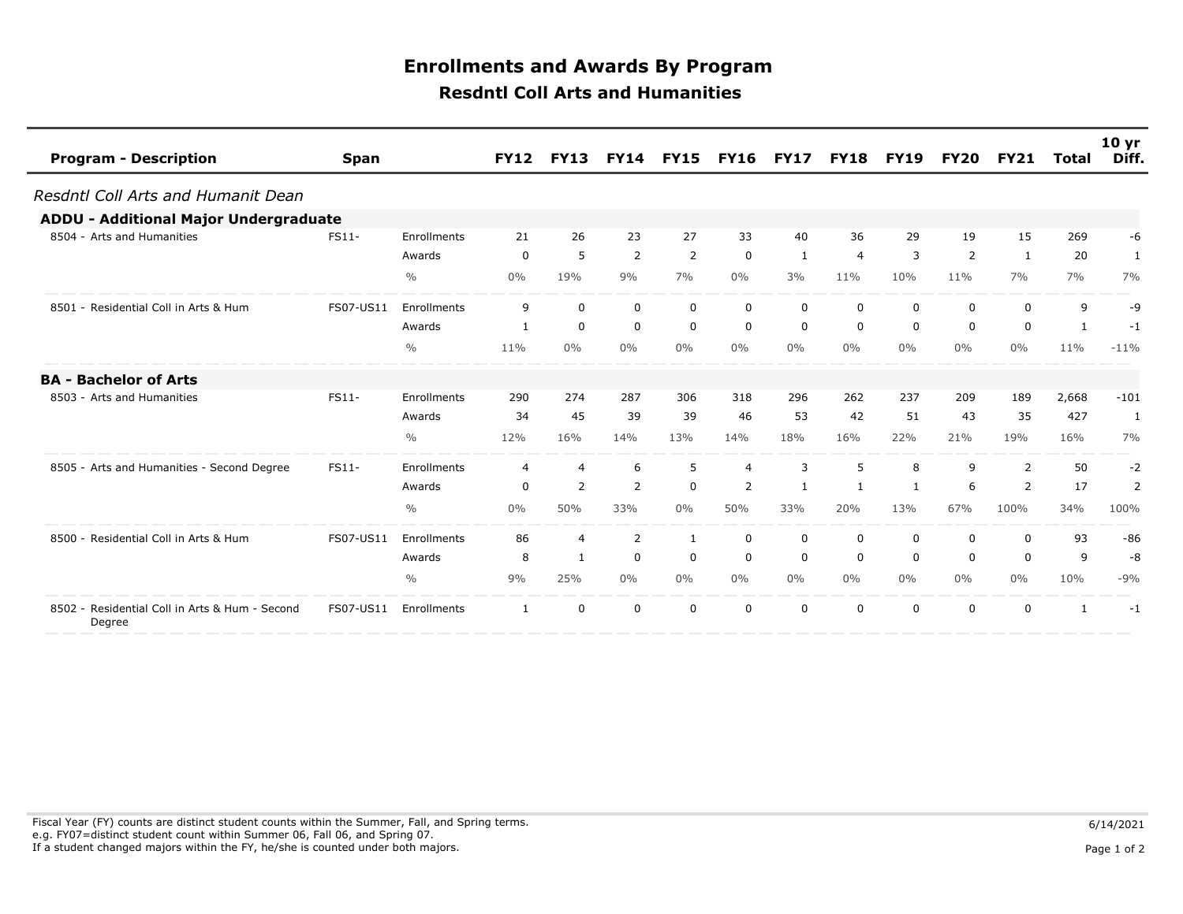# Enrollments and Awards By Program

## Resdntl Coll Arts and Humanities

| Program - Description | Span | | FY12 | FY13 | FY14 | FY15 | FY16 | FY17 | FY18 | FY19 | FY20 | FY21 | Total | 10 yr Diff. |
|---|---|---|---|---|---|---|---|---|---|---|---|---|---|---|
| *Resdntl Coll Arts and Humanit Dean* | | | | | | | | | | | | | | |
| **ADDU - Additional Major Undergraduate** | | | | | | | | | | | | | | |
| 8504 - Arts and Humanities | FS11- | Enrollments | 21 | 26 | 23 | 27 | 33 | 40 | 36 | 29 | 19 | 15 | 269 | -6 |
| | | Awards | 0 | 5 | 2 | 2 | 0 | 1 | 4 | 3 | 2 | 1 | 20 | 1 |
| | | % | 0% | 19% | 9% | 7% | 0% | 3% | 11% | 10% | 11% | 7% | 7% | 7% |
| 8501 - Residential Coll in Arts & Hum | FS07-US11 | Enrollments | 9 | 0 | 0 | 0 | 0 | 0 | 0 | 0 | 0 | 0 | 9 | -9 |
| | | Awards | 1 | 0 | 0 | 0 | 0 | 0 | 0 | 0 | 0 | 0 | 1 | -1 |
| | | % | 11% | 0% | 0% | 0% | 0% | 0% | 0% | 0% | 0% | 0% | 11% | -11% |
| **BA - Bachelor of Arts** | | | | | | | | | | | | | | |
| 8503 - Arts and Humanities | FS11- | Enrollments | 290 | 274 | 287 | 306 | 318 | 296 | 262 | 237 | 209 | 189 | 2,668 | -101 |
| | | Awards | 34 | 45 | 39 | 39 | 46 | 53 | 42 | 51 | 43 | 35 | 427 | 1 |
| | | % | 12% | 16% | 14% | 13% | 14% | 18% | 16% | 22% | 21% | 19% | 16% | 7% |
| 8505 - Arts and Humanities - Second Degree | FS11- | Enrollments | 4 | 4 | 6 | 5 | 4 | 3 | 5 | 8 | 9 | 2 | 50 | -2 |
| | | Awards | 0 | 2 | 2 | 0 | 2 | 1 | 1 | 1 | 6 | 2 | 17 | 2 |
| | | % | 0% | 50% | 33% | 0% | 50% | 33% | 20% | 13% | 67% | 100% | 34% | 100% |
| 8500 - Residential Coll in Arts & Hum | FS07-US11 | Enrollments | 86 | 4 | 2 | 1 | 0 | 0 | 0 | 0 | 0 | 0 | 93 | -86 |
| | | Awards | 8 | 1 | 0 | 0 | 0 | 0 | 0 | 0 | 0 | 0 | 9 | -8 |
| | | % | 9% | 25% | 0% | 0% | 0% | 0% | 0% | 0% | 0% | 0% | 10% | -9% |
| 8502 - Residential Coll in Arts & Hum - Second Degree | FS07-US11 | Enrollments | 1 | 0 | 0 | 0 | 0 | 0 | 0 | 0 | 0 | 0 | 1 | -1 |

Fiscal Year (FY) counts are distinct student counts within the Summer, Fall, and Spring terms.
e.g. FY07=distinct student count within Summer 06, Fall 06, and Spring 07.
If a student changed majors within the FY, he/she is counted under both majors.

6/14/2021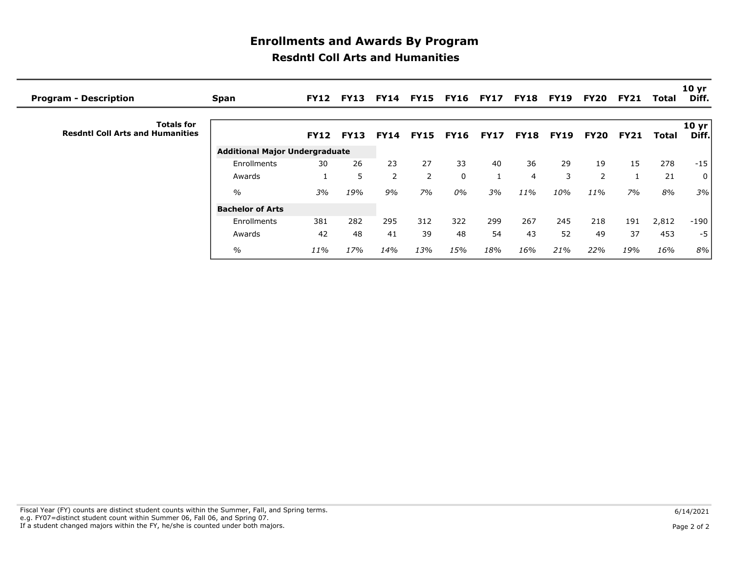# Enrollments and Awards By Program

## Resdntl Coll Arts and Humanities

| Program - Description | Span | FY12 | FY13 | FY14 | FY15 | FY16 | FY17 | FY18 | FY19 | FY20 | FY21 | Total | 10 yr Diff. |
|---|---|---|---|---|---|---|---|---|---|---|---|---|---|
| **Totals for Resdntl Coll Arts and Humanities** | | | | | | | | | | | | | |
| | **Additional Major Undergraduate** | | | | | | | | | | | | |
| | Enrollments | 30 | 26 | 23 | 27 | 33 | 40 | 36 | 29 | 19 | 15 | 278 | -15 |
| | Awards | 1 | 5 | 2 | 2 | 0 | 1 | 4 | 3 | 2 | 1 | 21 | 0 |
| | *%* | *3%* | *19%* | *9%* | *7%* | *0%* | *3%* | *11%* | *10%* | *11%* | *7%* | *8%* | *3%* |
| | **Bachelor of Arts** | | | | | | | | | | | | |
| | Enrollments | 381 | 282 | 295 | 312 | 322 | 299 | 267 | 245 | 218 | 191 | 2,812 | -190 |
| | Awards | 42 | 48 | 41 | 39 | 48 | 54 | 43 | 52 | 49 | 37 | 453 | -5 |
| | *%* | *11%* | *17%* | *14%* | *13%* | *15%* | *18%* | *16%* | *21%* | *22%* | *19%* | *16%* | *8%* |

Fiscal Year (FY) counts are distinct student counts within the Summer, Fall, and Spring terms.
e.g. FY07=distinct student count within Summer 06, Fall 06, and Spring 07.
If a student changed majors within the FY, he/she is counted under both majors.

6/14/2021